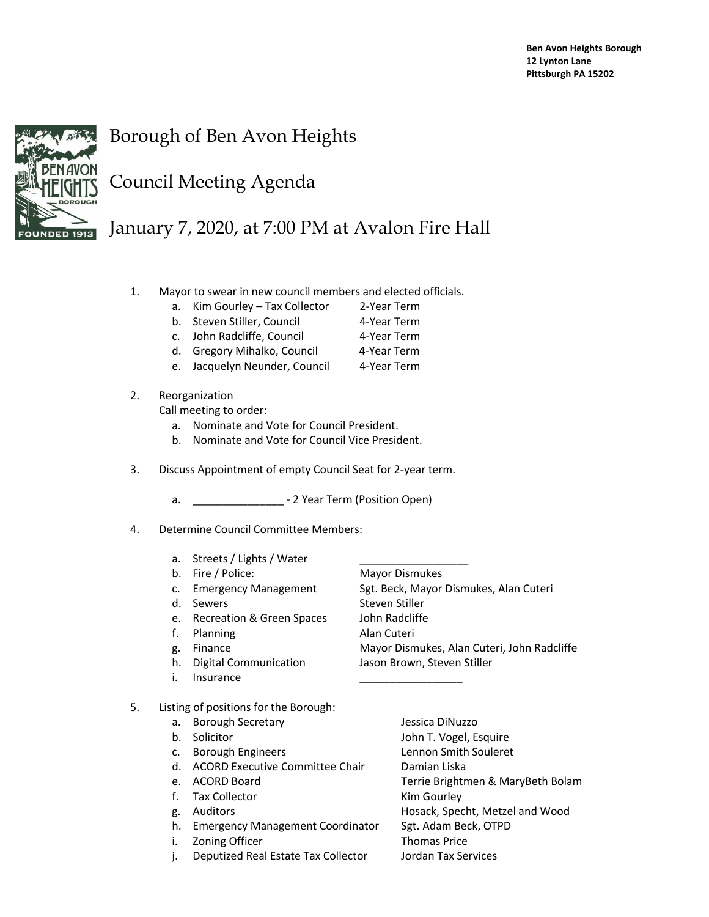**Ben Avon Heights Borough**
**12 Lynton Lane**
**Pittsburgh PA 15202**

# Borough of Ben Avon Heights

## Council Meeting Agenda

## January 7, 2020, at 7:00 PM at Avalon Fire Hall

1. Mayor to swear in new council members and elected officials.
   a. Kim Gourley – Tax Collector 2-Year Term
   b. Steven Stiller, Council 4-Year Term
   c. John Radcliffe, Council 4-Year Term
   d. Gregory Mihalko, Council 4-Year Term
   e. Jacquelyn Neunder, Council 4-Year Term

2. Reorganization
   Call meeting to order:
   a. Nominate and Vote for Council President.
   b. Nominate and Vote for Council Vice President.

3. Discuss Appointment of empty Council Seat for 2-year term.

   a. _______________ - 2 Year Term (Position Open)

4. Determine Council Committee Members:

   a. Streets / Lights / Water __________________
   b. Fire / Police: Mayor Dismukes
   c. Emergency Management Sgt. Beck, Mayor Dismukes, Alan Cuteri
   d. Sewers Steven Stiller
   e. Recreation & Green Spaces John Radcliffe
   f. Planning Alan Cuteri
   g. Finance Mayor Dismukes, Alan Cuteri, John Radcliffe
   h. Digital Communication Jason Brown, Steven Stiller
   i. Insurance _________________

5. Listing of positions for the Borough:
   a. Borough Secretary Jessica DiNuzzo
   b. Solicitor John T. Vogel, Esquire
   c. Borough Engineers Lennon Smith Souleret
   d. ACORD Executive Committee Chair Damian Liska
   e. ACORD Board Terrie Brightmen & MaryBeth Bolam
   f. Tax Collector Kim Gourley
   g. Auditors Hosack, Specht, Metzel and Wood
   h. Emergency Management Coordinator Sgt. Adam Beck, OTPD
   i. Zoning Officer Thomas Price
   j. Deputized Real Estate Tax Collector Jordan Tax Services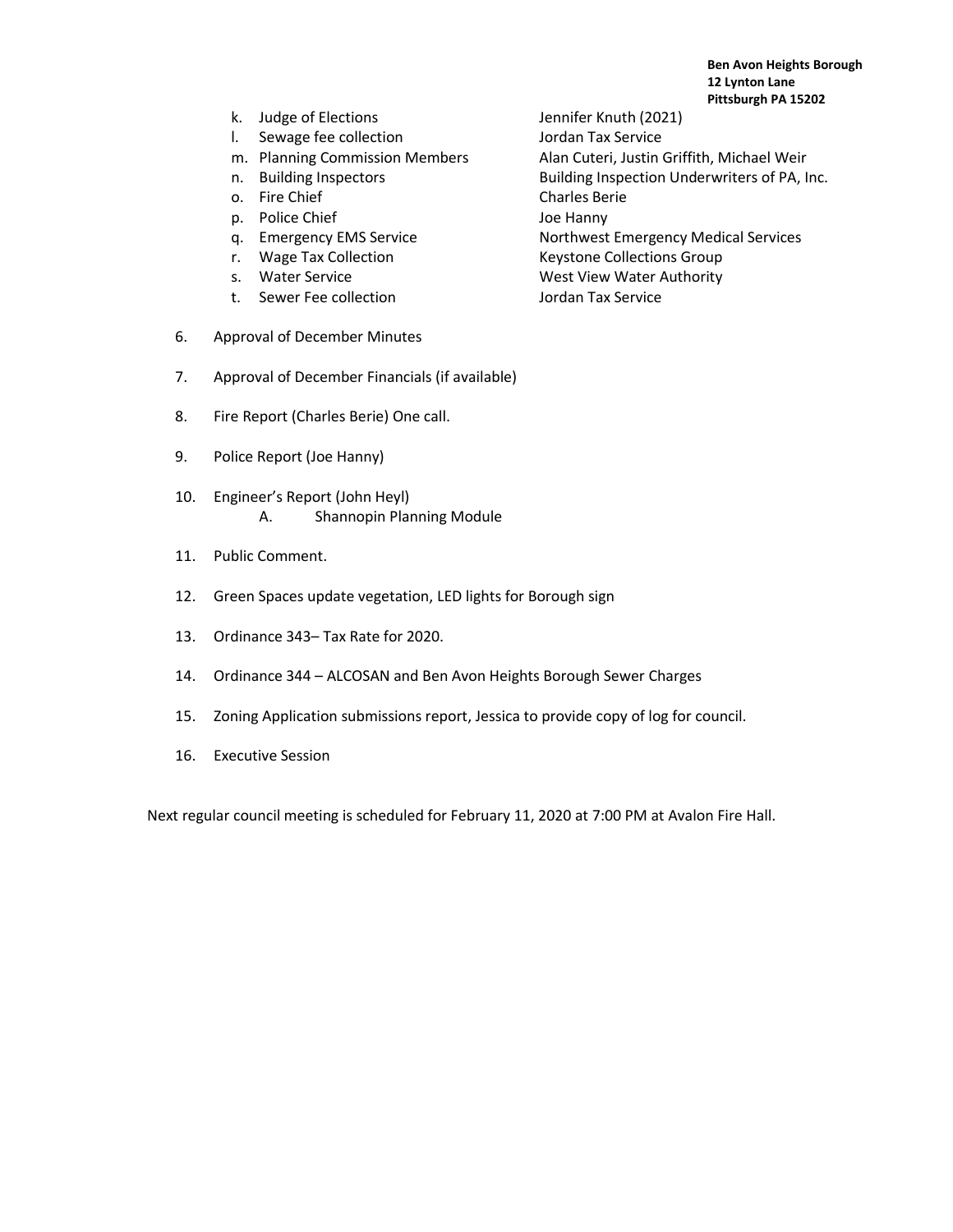**Ben Avon Heights Borough**
**12 Lynton Lane**
**Pittsburgh PA 15202**

k. Judge of Elections — Jennifer Knuth (2021)
l. Sewage fee collection — Jordan Tax Service
m. Planning Commission Members — Alan Cuteri, Justin Griffith, Michael Weir
n. Building Inspectors — Building Inspection Underwriters of PA, Inc.
o. Fire Chief — Charles Berie
p. Police Chief — Joe Hanny
q. Emergency EMS Service — Northwest Emergency Medical Services
r. Wage Tax Collection — Keystone Collections Group
s. Water Service — West View Water Authority
t. Sewer Fee collection — Jordan Tax Service

6. Approval of December Minutes

7. Approval of December Financials (if available)

8. Fire Report (Charles Berie) One call.

9. Police Report (Joe Hanny)

10. Engineer's Report (John Heyl)
    A. Shannopin Planning Module

11. Public Comment.

12. Green Spaces update vegetation, LED lights for Borough sign

13. Ordinance 343– Tax Rate for 2020.

14. Ordinance 344 – ALCOSAN and Ben Avon Heights Borough Sewer Charges

15. Zoning Application submissions report, Jessica to provide copy of log for council.

16. Executive Session

Next regular council meeting is scheduled for February 11, 2020 at 7:00 PM at Avalon Fire Hall.